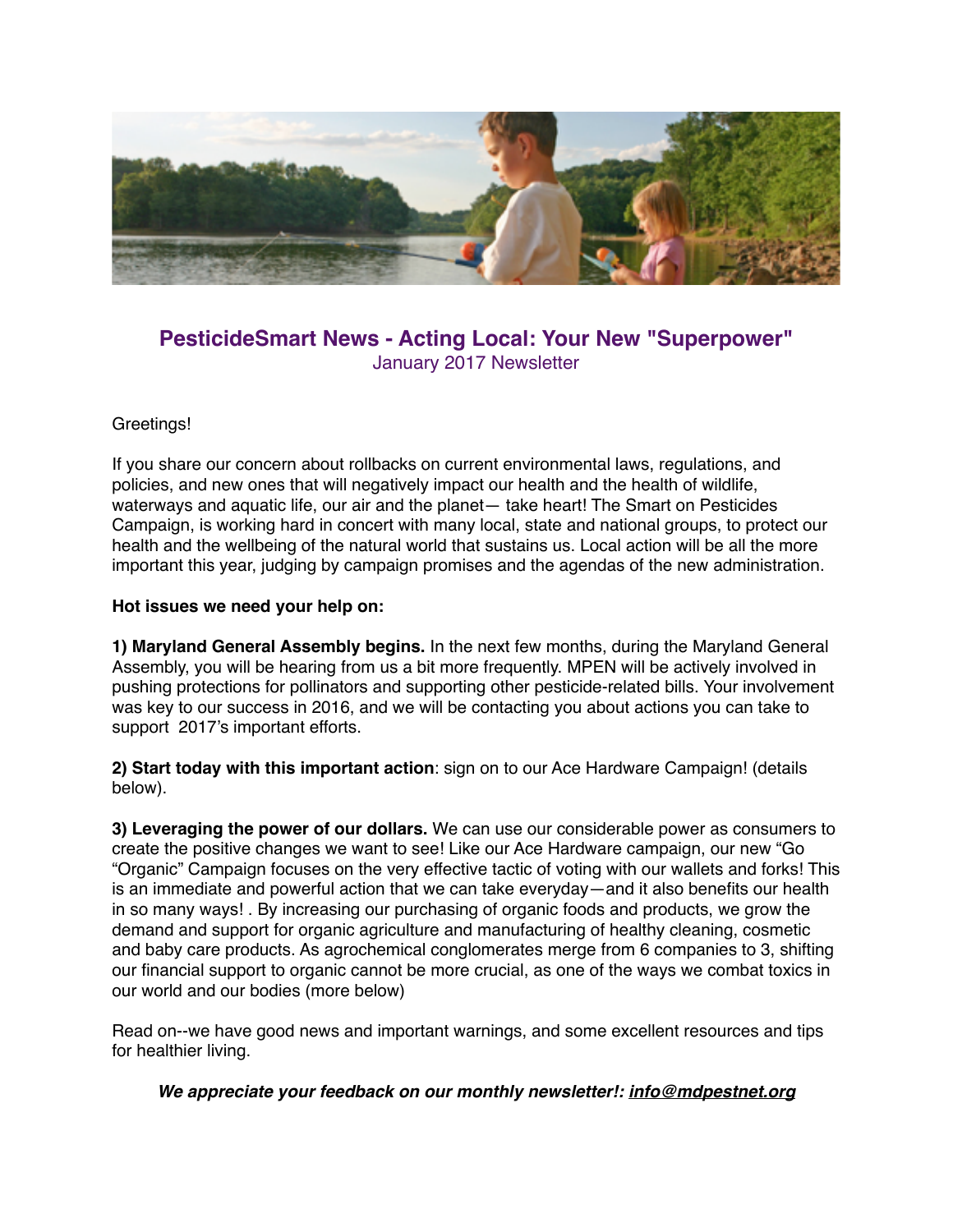# PesticideSmart News - Acting Local: Your New "Superpower"

January 2017 Newsletter

Greetings!

If you share our concern about rollbacks on current environmental laws, regulations, and policies, and new ones that will negatively impact our health and the health of wildlife, waterways and aquatic life, our air and the planet— take heart! The Smart on Pesticides Campaign, is working hard in concert with many local, state and national groups, to protect our health and the wellbeing of the natural world that sustains us. Local action will be all the more important this year, judging by campaign promises and the agendas of the new administration.

**Hot issues we need your help on:**

**1) Maryland General Assembly begins.** In the next few months, during the Maryland General Assembly, you will be hearing from us a bit more frequently. MPEN will be actively involved in pushing protections for pollinators and supporting other pesticide-related bills. Your involvement was key to our success in 2016, and we will be contacting you about actions you can take to support 2017's important efforts.

**2) Start today with this important action**: sign on to our Ace Hardware Campaign! (details below).

**3) Leveraging the power of our dollars.** We can use our considerable power as consumers to create the positive changes we want to see! Like our Ace Hardware campaign, our new "Go "Organic" Campaign focuses on the very effective tactic of voting with our wallets and forks! This is an immediate and powerful action that we can take everyday—and it also benefits our health in so many ways! . By increasing our purchasing of organic foods and products, we grow the demand and support for organic agriculture and manufacturing of healthy cleaning, cosmetic and baby care products. As agrochemical conglomerates merge from 6 companies to 3, shifting our financial support to organic cannot be more crucial, as one of the ways we combat toxics in our world and our bodies (more below)

Read on--we have good news and important warnings, and some excellent resources and tips for healthier living.

***We appreciate your feedback on our monthly newsletter!: info@mdpestnet.org***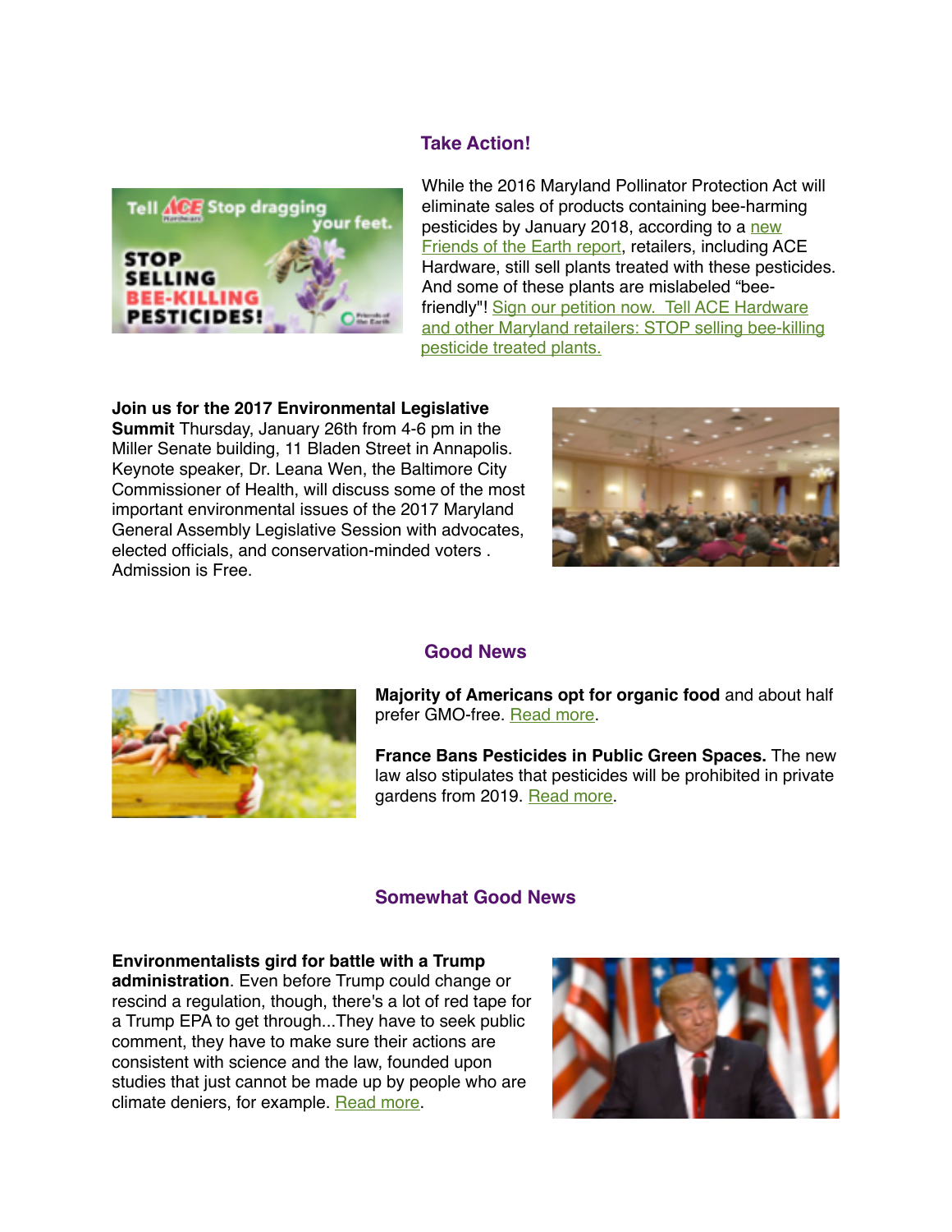## Take Action!

While the 2016 Maryland Pollinator Protection Act will eliminate sales of products containing bee-harming pesticides by January 2018, according to a new Friends of the Earth report, retailers, including ACE Hardware, still sell plants treated with these pesticides. And some of these plants are mislabeled "bee-friendly"! Sign our petition now. Tell ACE Hardware and other Maryland retailers: STOP selling bee-killing pesticide treated plants.

**Join us for the 2017 Environmental Legislative Summit** Thursday, January 26th from 4-6 pm in the Miller Senate building, 11 Bladen Street in Annapolis. Keynote speaker, Dr. Leana Wen, the Baltimore City Commissioner of Health, will discuss some of the most important environmental issues of the 2017 Maryland General Assembly Legislative Session with advocates, elected officials, and conservation-minded voters . Admission is Free.

## Good News

**Majority of Americans opt for organic food** and about half prefer GMO-free. Read more.

**France Bans Pesticides in Public Green Spaces.** The new law also stipulates that pesticides will be prohibited in private gardens from 2019. Read more.

## Somewhat Good News

**Environmentalists gird for battle with a Trump administration**. Even before Trump could change or rescind a regulation, though, there's a lot of red tape for a Trump EPA to get through...They have to seek public comment, they have to make sure their actions are consistent with science and the law, founded upon studies that just cannot be made up by people who are climate deniers, for example. Read more.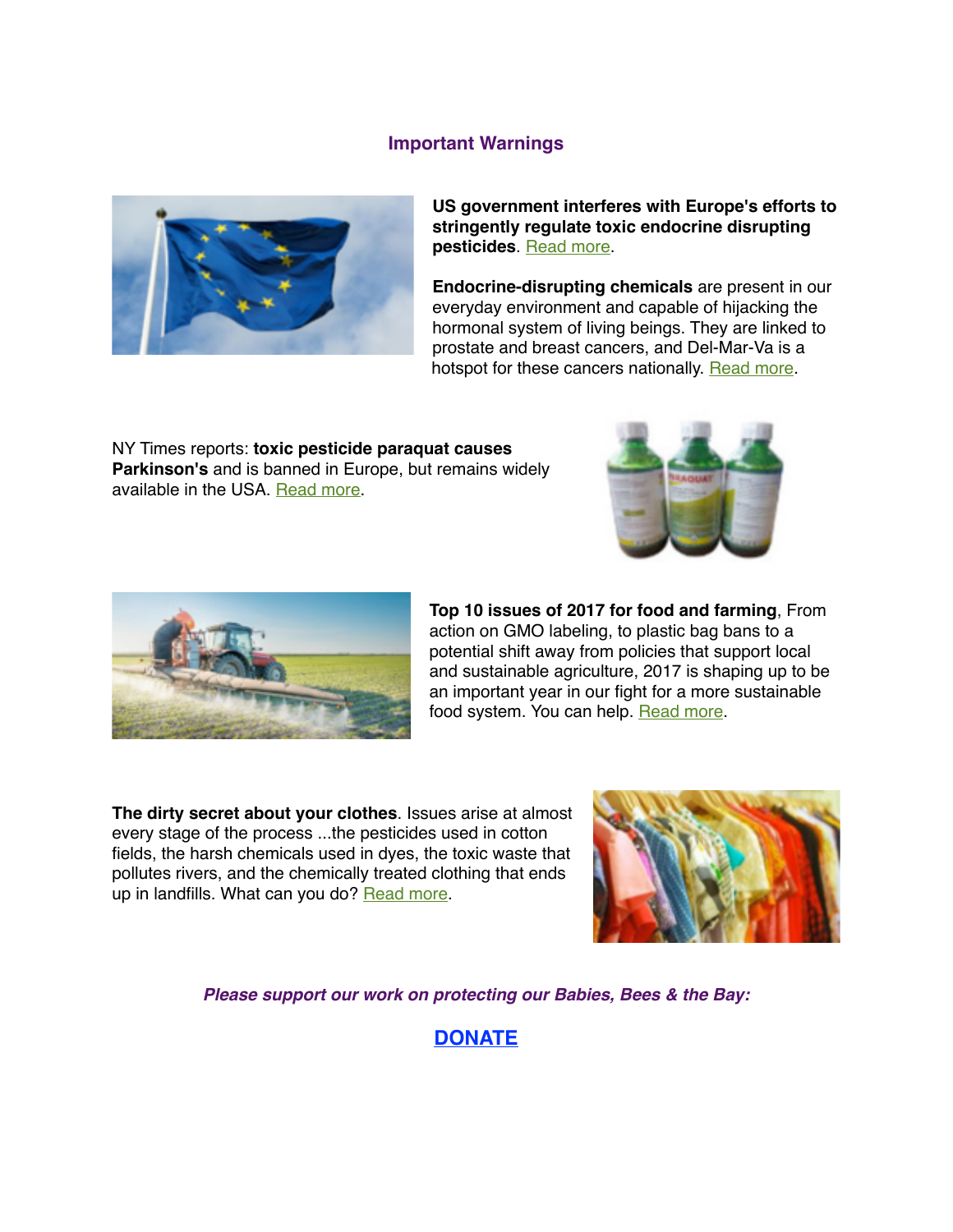## Important Warnings

**US government interferes with Europe's efforts to stringently regulate toxic endocrine disrupting pesticides**. Read more.

**Endocrine-disrupting chemicals** are present in our everyday environment and capable of hijacking the hormonal system of living beings. They are linked to prostate and breast cancers, and Del-Mar-Va is a hotspot for these cancers nationally. Read more.

NY Times reports: **toxic pesticide paraquat causes Parkinson's** and is banned in Europe, but remains widely available in the USA. Read more.

**Top 10 issues of 2017 for food and farming**, From action on GMO labeling, to plastic bag bans to a potential shift away from policies that support local and sustainable agriculture, 2017 is shaping up to be an important year in our fight for a more sustainable food system. You can help. Read more.

**The dirty secret about your clothes**. Issues arise at almost every stage of the process ...the pesticides used in cotton fields, the harsh chemicals used in dyes, the toxic waste that pollutes rivers, and the chemically treated clothing that ends up in landfills. What can you do? Read more.

***Please support our work on protecting our Babies, Bees & the Bay:***

**DONATE**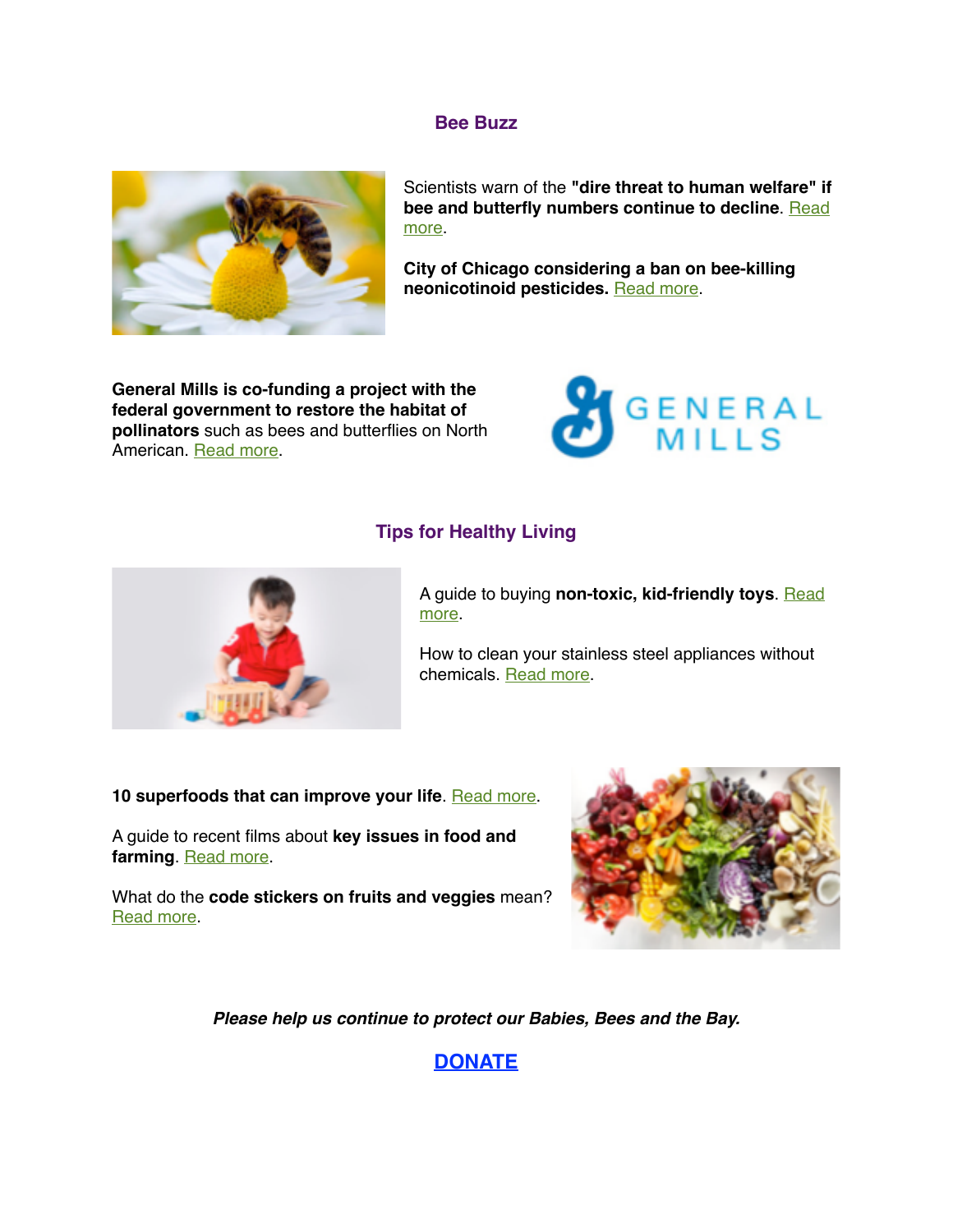## Bee Buzz

Scientists warn of the **"dire threat to human welfare" if bee and butterfly numbers continue to decline**. Read more.

**City of Chicago considering a ban on bee-killing neonicotinoid pesticides.** Read more.

**General Mills is co-funding a project with the federal government to restore the habitat of pollinators** such as bees and butterflies on North American. Read more.

## Tips for Healthy Living

A guide to buying **non-toxic, kid-friendly toys**. Read more.

How to clean your stainless steel appliances without chemicals. Read more.

**10 superfoods that can improve your life**. Read more.

A guide to recent films about **key issues in food and farming**. Read more.

What do the **code stickers on fruits and veggies** mean? Read more.

***Please help us continue to protect our Babies, Bees and the Bay.***

**DONATE**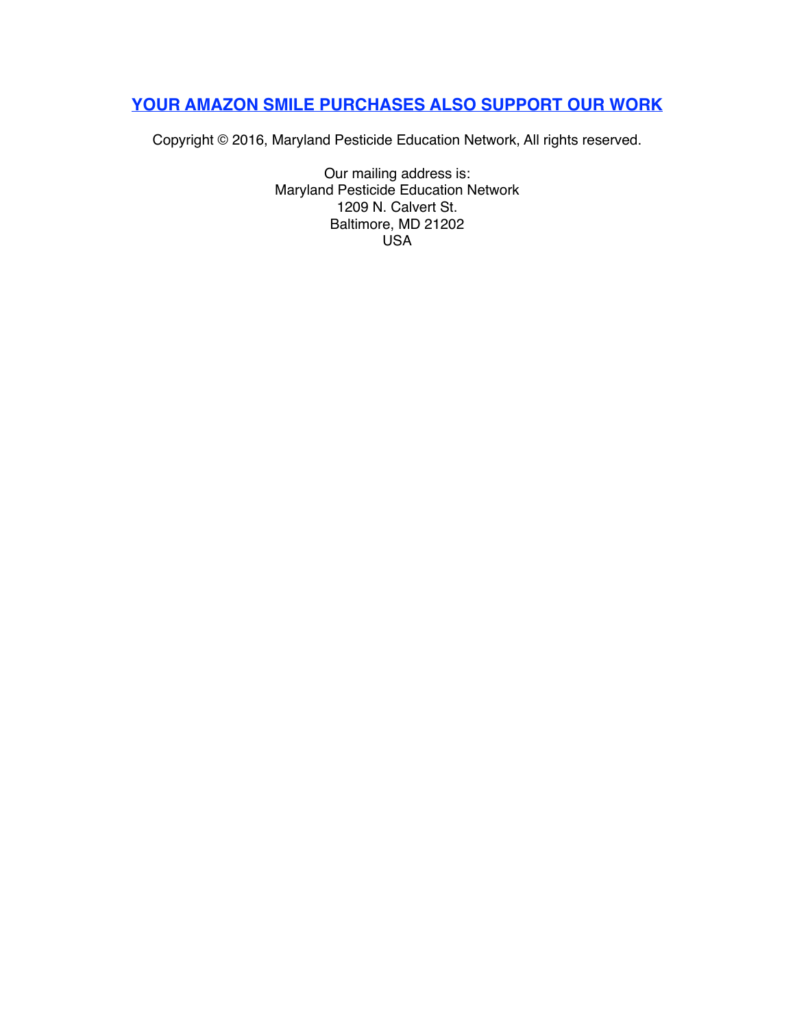**[YOUR AMAZON SMILE PURCHASES ALSO SUPPORT OUR WORK]**

Copyright © 2016, Maryland Pesticide Education Network, All rights reserved.

Our mailing address is:
Maryland Pesticide Education Network
1209 N. Calvert St.
Baltimore, MD 21202
USA